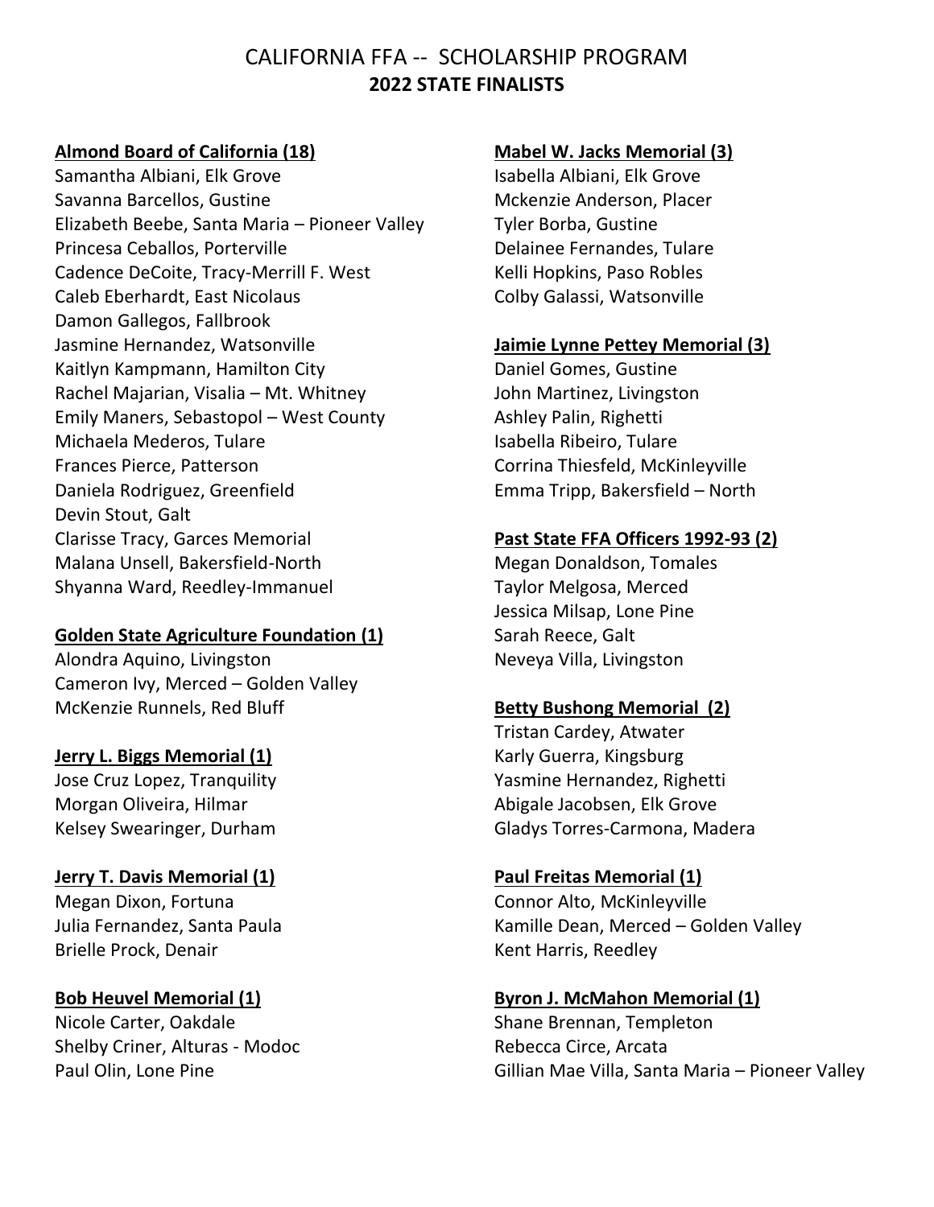# CALIFORNIA FFA -- SCHOLARSHIP PROGRAM

## 2022 STATE FINALISTS

**Almond Board of California (18)**

Samantha Albiani, Elk Grove
Savanna Barcellos, Gustine
Elizabeth Beebe, Santa Maria – Pioneer Valley
Princesa Ceballos, Porterville
Cadence DeCoite, Tracy-Merrill F. West
Caleb Eberhardt, East Nicolaus
Damon Gallegos, Fallbrook
Jasmine Hernandez, Watsonville
Kaitlyn Kampmann, Hamilton City
Rachel Majarian, Visalia – Mt. Whitney
Emily Maners, Sebastopol – West County
Michaela Mederos, Tulare
Frances Pierce, Patterson
Daniela Rodriguez, Greenfield
Devin Stout, Galt
Clarisse Tracy, Garces Memorial
Malana Unsell, Bakersfield-North
Shyanna Ward, Reedley-Immanuel

**Golden State Agriculture Foundation (1)**

Alondra Aquino, Livingston
Cameron Ivy, Merced – Golden Valley
McKenzie Runnels, Red Bluff

**Jerry L. Biggs Memorial (1)**

Jose Cruz Lopez, Tranquility
Morgan Oliveira, Hilmar
Kelsey Swearinger, Durham

**Jerry T. Davis Memorial (1)**

Megan Dixon, Fortuna
Julia Fernandez, Santa Paula
Brielle Prock, Denair

**Bob Heuvel Memorial (1)**

Nicole Carter, Oakdale
Shelby Criner, Alturas - Modoc
Paul Olin, Lone Pine

**Mabel W. Jacks Memorial (3)**

Isabella Albiani, Elk Grove
Mckenzie Anderson, Placer
Tyler Borba, Gustine
Delainee Fernandes, Tulare
Kelli Hopkins, Paso Robles
Colby Galassi, Watsonville

**Jaimie Lynne Pettey Memorial (3)**

Daniel Gomes, Gustine
John Martinez, Livingston
Ashley Palin, Righetti
Isabella Ribeiro, Tulare
Corrina Thiesfeld, McKinleyville
Emma Tripp, Bakersfield – North

**Past State FFA Officers 1992-93 (2)**

Megan Donaldson, Tomales
Taylor Melgosa, Merced
Jessica Milsap, Lone Pine
Sarah Reece, Galt
Neveya Villa, Livingston

**Betty Bushong Memorial (2)**

Tristan Cardey, Atwater
Karly Guerra, Kingsburg
Yasmine Hernandez, Righetti
Abigale Jacobsen, Elk Grove
Gladys Torres-Carmona, Madera

**Paul Freitas Memorial (1)**

Connor Alto, McKinleyville
Kamille Dean, Merced – Golden Valley
Kent Harris, Reedley

**Byron J. McMahon Memorial (1)**

Shane Brennan, Templeton
Rebecca Circe, Arcata
Gillian Mae Villa, Santa Maria – Pioneer Valley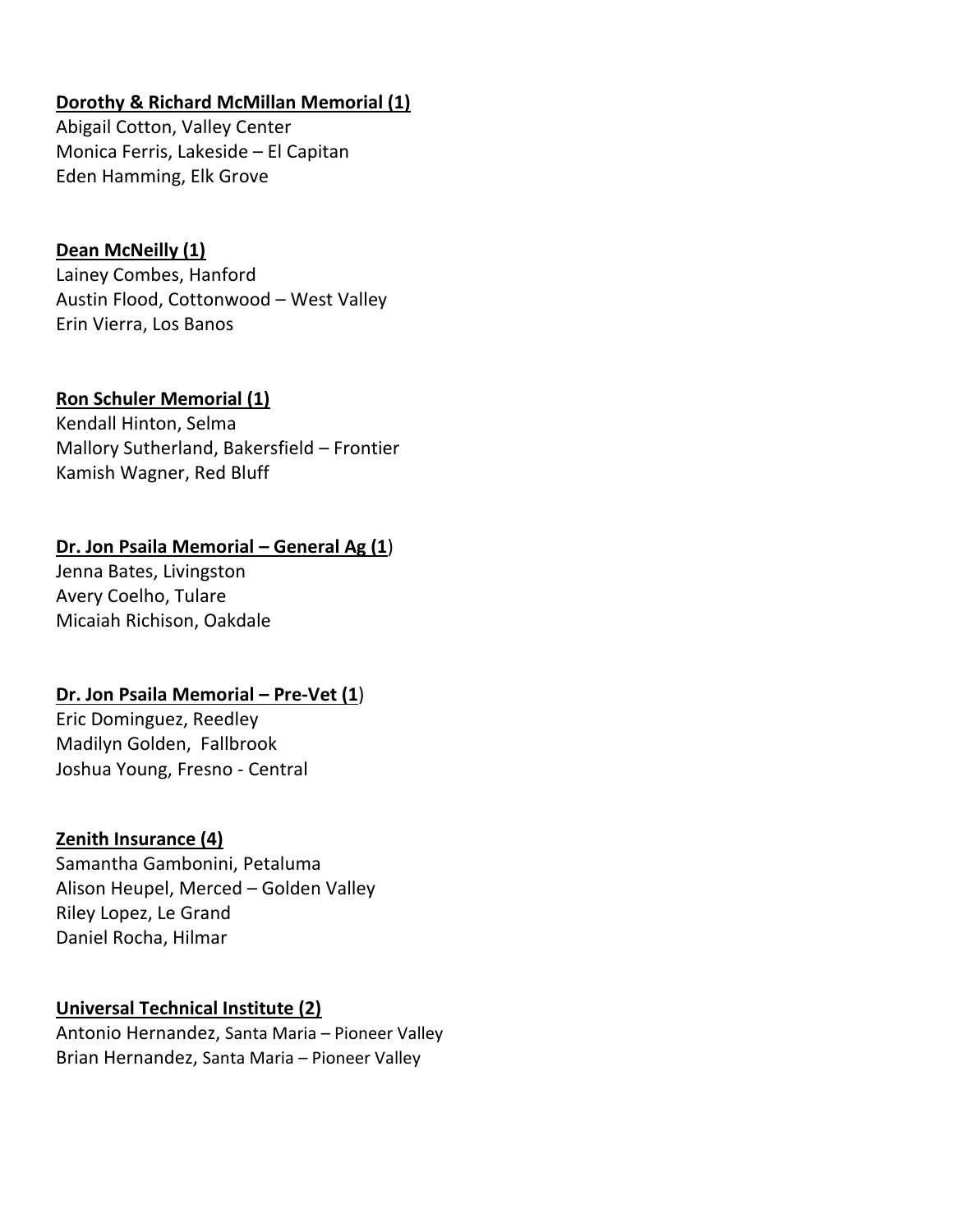**Dorothy & Richard McMillan Memorial (1)**

Abigail Cotton, Valley Center
Monica Ferris, Lakeside – El Capitan
Eden Hamming, Elk Grove

**Dean McNeilly (1)**

Lainey Combes, Hanford
Austin Flood, Cottonwood – West Valley
Erin Vierra, Los Banos

**Ron Schuler Memorial (1)**

Kendall Hinton, Selma
Mallory Sutherland, Bakersfield – Frontier
Kamish Wagner, Red Bluff

**Dr. Jon Psaila Memorial – General Ag (1)**

Jenna Bates, Livingston
Avery Coelho, Tulare
Micaiah Richison, Oakdale

**Dr. Jon Psaila Memorial – Pre-Vet (1)**

Eric Dominguez, Reedley
Madilyn Golden, Fallbrook
Joshua Young, Fresno - Central

**Zenith Insurance (4)**

Samantha Gambonini, Petaluma
Alison Heupel, Merced – Golden Valley
Riley Lopez, Le Grand
Daniel Rocha, Hilmar

**Universal Technical Institute (2)**

Antonio Hernandez, Santa Maria – Pioneer Valley
Brian Hernandez, Santa Maria – Pioneer Valley